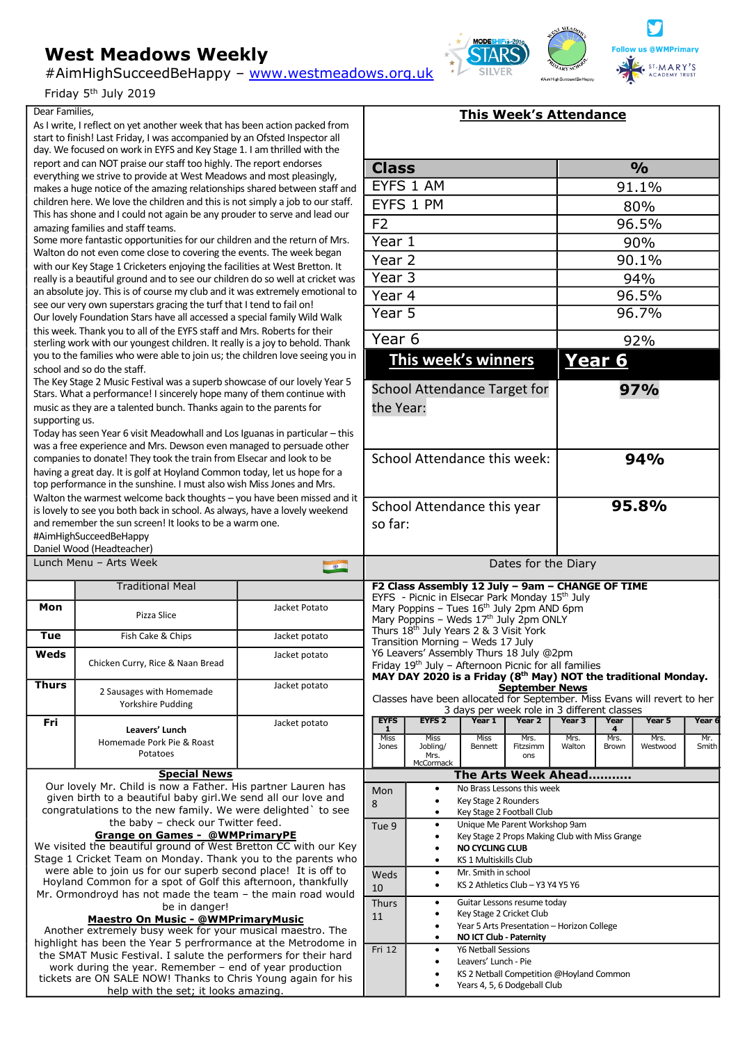# West Meadows Weekly

#AimHighSucceedBeHappy – www.westmeadows.org.uk

Friday 5th July 2019

Follow us @WMPrimary

Dear Families,

As I write, I reflect on yet another week that has been action packed from start to finish! Last Friday, I was accompanied by an Ofsted Inspector all day. We focused on work in EYFS and Key Stage 1. I am thrilled with the report and can NOT praise our staff too highly. The report endorses everything we strive to provide at West Meadows and most pleasingly, makes a huge notice of the amazing relationships shared between staff and children here. We love the children and this is not simply a job to our staff. This has shone and I could not again be any prouder to serve and lead our amazing families and staff teams.

Some more fantastic opportunities for our children and the return of Mrs. Walton do not even come close to covering the events. The week began with our Key Stage 1 Cricketers enjoying the facilities at West Bretton. It really is a beautiful ground and to see our children do so well at cricket was an absolute joy. This is of course my club and it was extremely emotional to see our very own superstars gracing the turf that I tend to fail on!

Our lovely Foundation Stars have all accessed a special family Wild Walk this week. Thank you to all of the EYFS staff and Mrs. Roberts for their sterling work with our youngest children. It really is a joy to behold. Thank you to the families who were able to join us; the children love seeing you in school and so do the staff.

The Key Stage 2 Music Festival was a superb showcase of our lovely Year 5 Stars. What a performance! I sincerely hope many of them continue with music as they are a talented bunch. Thanks again to the parents for supporting us.

Today has seen Year 6 visit Meadowhall and Los Iguanas in particular – this was a free experience and Mrs. Dewson even managed to persuade other companies to donate! They took the train from Elsecar and look to be having a great day. It is golf at Hoyland Common today, let us hope for a top performance in the sunshine. I must also wish Miss Jones and Mrs. Walton the warmest welcome back thoughts – you have been missed and it is lovely to see you both back in school. As always, have a lovely weekend and remember the sun screen! It looks to be a warm one.

#AimHighSucceedBeHappy

Daniel Wood (Headteacher)

## This Week's Attendance

| Class | % |
|---|---|
| EYFS 1 AM | 91.1% |
| EYFS 1 PM | 80% |
| F2 | 96.5% |
| Year 1 | 90% |
| Year 2 | 90.1% |
| Year 3 | 94% |
| Year 4 | 96.5% |
| Year 5 | 96.7% |
| Year 6 | 92% |
| **This week's winners** | **Year 6** |
| School Attendance Target for the Year: | **97%** |
| School Attendance this week: | **94%** |
| School Attendance this year so far: | **95.8%** |

## Lunch Menu – Arts Week

| | Traditional Meal | |
|---|---|---|
| **Mon** | Pizza Slice | Jacket Potato |
| **Tue** | Fish Cake & Chips | Jacket potato |
| **Weds** | Chicken Curry, Rice & Naan Bread | Jacket potato |
| **Thurs** | 2 Sausages with Homemade Yorkshire Pudding | Jacket potato |
| **Fri** | **Leavers' Lunch** Homemade Pork Pie & Roast Potatoes | Jacket potato |

## Dates for the Diary

**F2 Class Assembly 12 July – 9am – CHANGE OF TIME**
EYFS - Picnic in Elsecar Park Monday 15th July
Mary Poppins – Tues 16th July 2pm AND 6pm
Mary Poppins – Weds 17th July 2pm ONLY
Thurs 18th July Years 2 & 3 Visit York
Transition Morning – Weds 17 July
Y6 Leavers' Assembly Thurs 18 July @2pm
Friday 19th July – Afternoon Picnic for all families
**MAY DAY 2020 is a Friday (8th May) NOT the traditional Monday.**

**September News**

Classes have been allocated for September. Miss Evans will revert to her 3 days per week role in 3 different classes

| EYFS 1 | EYFS 2 | Year 1 | Year 2 | Year 3 | Year 4 | Year 5 | Year 6 |
|---|---|---|---|---|---|---|---|
| Miss Jones | Miss Jobling/ Mrs. McCormack | Miss Bennett | Mrs. Fitzsimmons | Mrs. Walton | Mrs. Brown | Mrs. Westwood | Mr. Smith |

## Special News

Our lovely Mr. Child is now a Father. His partner Lauren has given birth to a beautiful baby girl. We send all our love and congratulations to the new family. We were delighted to see the baby – check our Twitter feed.

**Grange on Games - @WMPrimaryPE**

We visited the beautiful ground of West Bretton CC with our Key Stage 1 Cricket Team on Monday. Thank you to the parents who were able to join us for our superb second place! It is off to Hoyland Common for a spot of Golf this afternoon, thankfully Mr. Ormondroyd has not made the team – the main road would be in danger!

**Maestro On Music - @WMPrimaryMusic**

Another extremely busy week for your musical maestro. The highlight has been the Year 5 perfrormance at the Metrodome in the SMAT Music Festival. I salute the performers for their hard work during the year. Remember – end of year production tickets are ON SALE NOW! Thanks to Chris Young again for his help with the set; it looks amazing.

## The Arts Week Ahead...........

| Day | Events |
|---|---|
| Mon 8 | • No Brass Lessons this week<br>• Key Stage 2 Rounders<br>• Key Stage 2 Football Club |
| Tue 9 | • Unique Me Parent Workshop 9am<br>• Key Stage 2 Props Making Club with Miss Grange<br>• **NO CYCLING CLUB**<br>• KS 1 Multiskills Club |
| Weds 10 | • Mr. Smith in school<br>• KS 2 Athletics Club – Y3 Y4 Y5 Y6 |
| Thurs 11 | • Guitar Lessons resume today<br>• Key Stage 2 Cricket Club<br>• Year 5 Arts Presentation – Horizon College<br>• **NO ICT Club - Paternity** |
| Fri 12 | • Y6 Netball Sessions<br>• Leavers' Lunch - Pie<br>• KS 2 Netball Competition @Hoyland Common<br>• Years 4, 5, 6 Dodgeball Club |